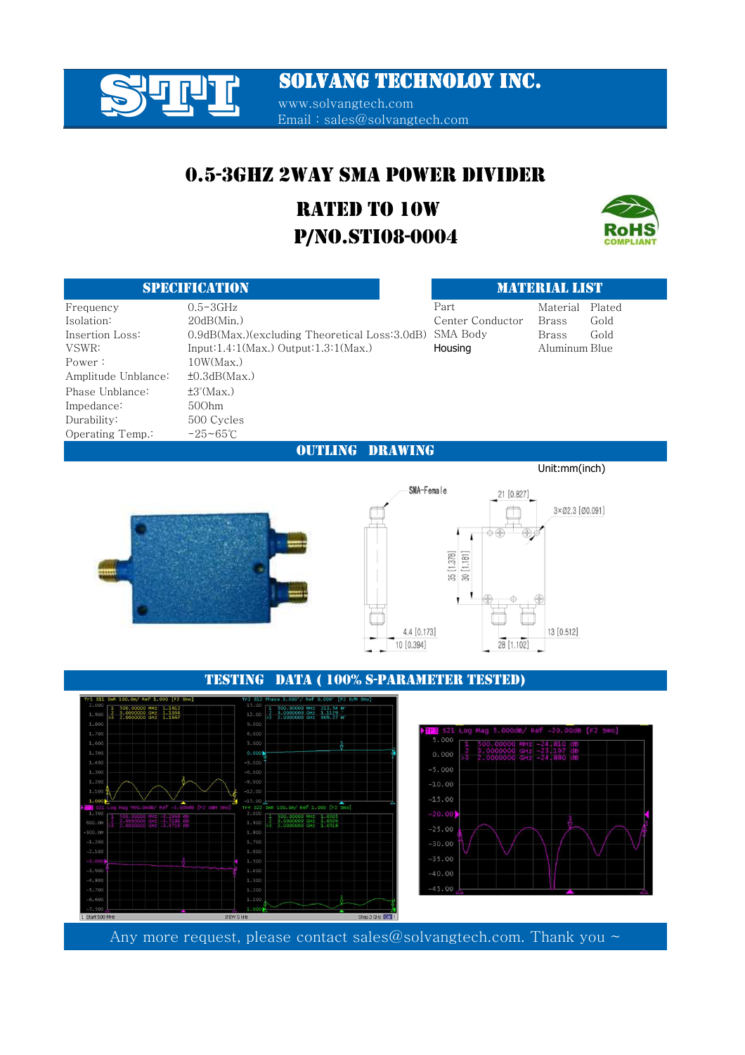# SOLVANG TECHNOLOY INC.

www.solvangtech.com
Email：sales@solvangtech.com

## 0.5-3GHZ 2WAY SMA POWER DIVIDER

### RATED TO 10W

### P/NO.STI08-0004

## SPECIFICATION

| | |
|---|---|
| Frequency | 0.5−3GHz |
| Isolation: | 20dB(Min.) |
| Insertion Loss: | 0.9dB(Max.)(excluding Theoretical Loss:3.0dB) |
| VSWR: | Input:1.4:1(Max.) Output:1.3:1(Max.) |
| Power： | 10W(Max.) |
| Amplitude Unblance: | ±0.3dB(Max.) |
| Phase Unblance: | ±3°(Max.) |
| Impedance: | 50Ohm |
| Durability: | 500 Cycles |
| Operating Temp.: | −25~65℃ |

## MATERIAL LIST

| Part | Material | Plated |
|---|---|---|
| Center Conductor | Brass | Gold |
| SMA Body | Brass | Gold |
| Housing | Aluminum | Blue |

## OUTLING DRAWING

Unit:mm(inch)

## TESTING DATA ( 100% S-PARAMETER TESTED)

Any more request, please contact sales@solvangtech.com. Thank you ~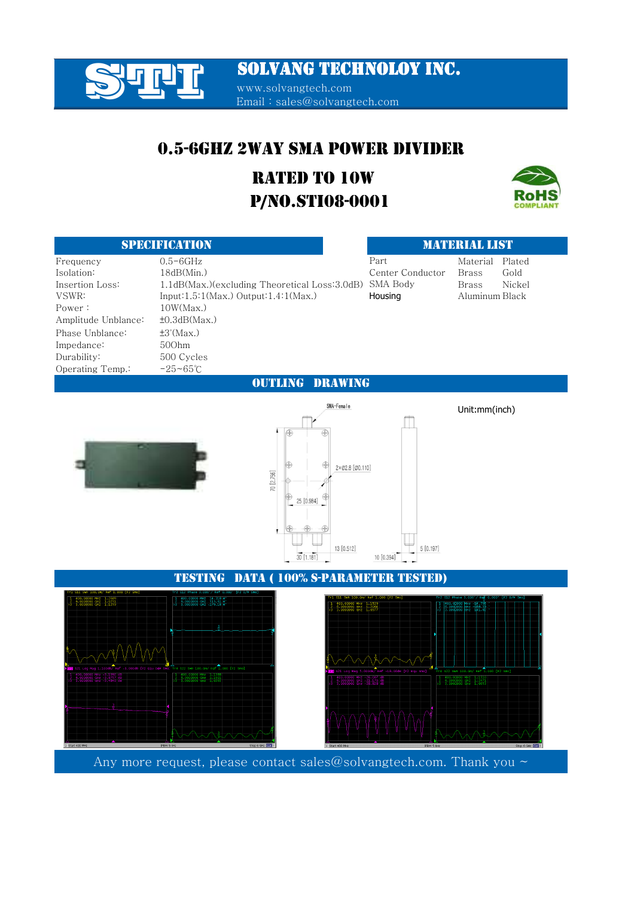# SOLVANG TECHNOLOY INC.

www.solvangtech.com
Email : sales@solvangtech.com

## 0.5-6GHZ 2WAY SMA POWER DIVIDER

## RATED TO 10W

## P/NO.STI08-0001

### SPECIFICATION

| | |
|---|---|
| Frequency | 0.5-6GHz |
| Isolation: | 18dB(Min.) |
| Insertion Loss: | 1.1dB(Max.)(excluding Theoretical Loss:3.0dB) |
| VSWR: | Input:1.5:1(Max.) Output:1.4:1(Max.) |
| Power : | 10W(Max.) |
| Amplitude Unblance: | ±0.3dB(Max.) |
| Phase Unblance: | ±3°(Max.) |
| Impedance: | 50Ohm |
| Durability: | 500 Cycles |
| Operating Temp.: | -25~65℃ |

### MATERIAL LIST

| Part | Material | Plated |
|---|---|---|
| Center Conductor | Brass | Gold |
| SMA Body | Brass | Nickel |
| Housing | Aluminum | Black |

### OUTLING DRAWING

Unit:mm(inch)

SMA-Female

70 [2.756]

2×Ø2.8 [Ø0.110]

25 [0.984]

30 [1.181]

13 [0.512]

10 [0.394]

5 [0.197]

### TESTING DATA ( 100% S-PARAMETER TESTED)

Any more request, please contact sales@solvangtech.com. Thank you ~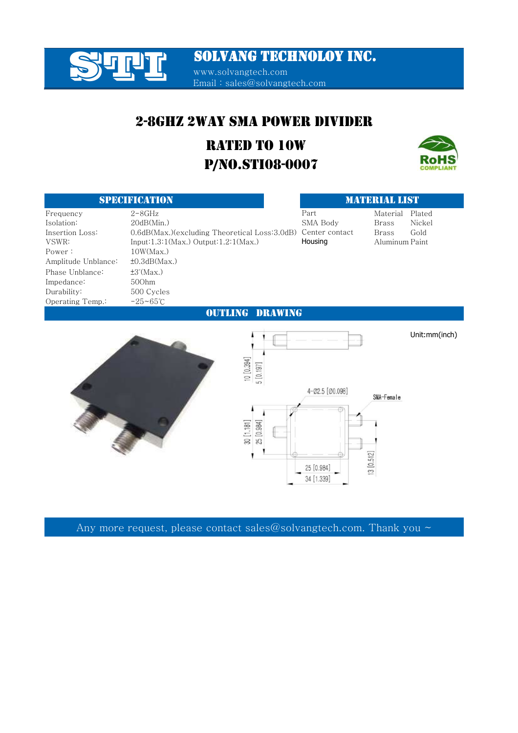# SOLVANG TECHNOLOY INC.

www.solvangtech.com
Email : sales@solvangtech.com

## 2-8GHZ 2WAY SMA POWER DIVIDER

## RATED TO 10W

## P/NO.STI08-0007

### SPECIFICATION

| | |
|---|---|
| Frequency | 2-8GHz |
| Isolation: | 20dB(Min.) |
| Insertion Loss: | 0.6dB(Max.)(excluding Theoretical Loss:3.0dB) |
| VSWR: | Input:1.3:1(Max.) Output:1.2:1(Max.) |
| Power : | 10W(Max.) |
| Amplitude Unblance: | ±0.3dB(Max.) |
| Phase Unblance: | ±3°(Max.) |
| Impedance: | 50Ohm |
| Durability: | 500 Cycles |
| Operating Temp.: | -25~65℃ |

### MATERIAL LIST

| Part | Material | Plated |
|---|---|---|
| SMA Body | Brass | Nickel |
| Center contact | Brass | Gold |
| Housing | Aluminum | Paint |

### OUTLING DRAWING

Unit:mm(inch)

Any more request, please contact sales@solvangtech.com. Thank you ~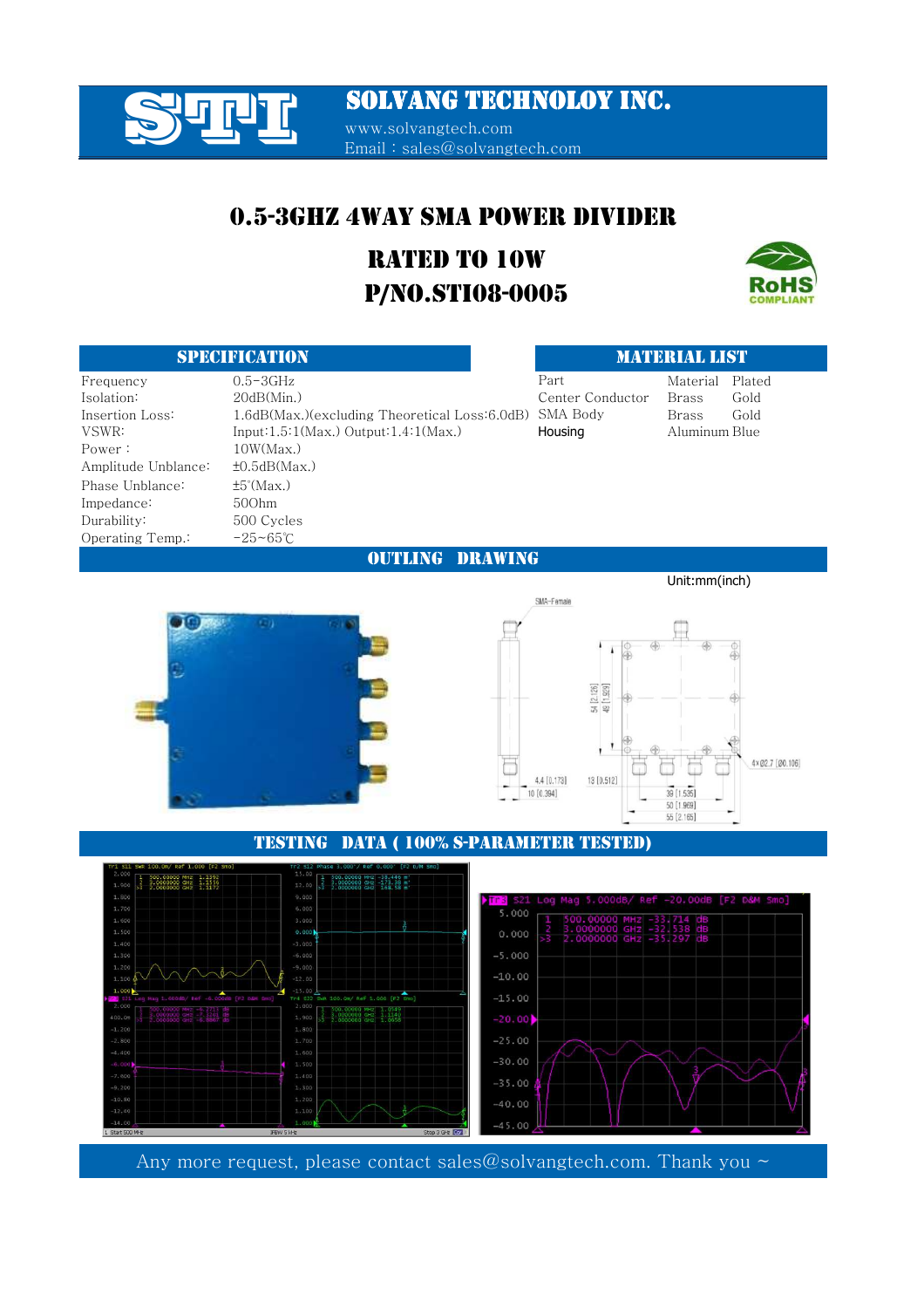# SOLVANG TECHNOLOY INC.

www.solvangtech.com
Email：sales@solvangtech.com

## 0.5-3GHZ 4WAY SMA POWER DIVIDER

## RATED TO 10W
## P/NO.STI08-0005

### SPECIFICATION

| | |
|---|---|
| Frequency | 0.5~3GHz |
| Isolation: | 20dB(Min.) |
| Insertion Loss: | 1.6dB(Max.)(excluding Theoretical Loss:6.0dB) |
| VSWR: | Input:1.5:1(Max.) Output:1.4:1(Max.) |
| Power： | 10W(Max.) |
| Amplitude Unblance: | ±0.5dB(Max.) |
| Phase Unblance: | ±5°(Max.) |
| Impedance: | 50Ohm |
| Durability: | 500 Cycles |
| Operating Temp.: | -25~65℃ |

### MATERIAL LIST

| Part | Material | Plated |
|---|---|---|
| Center Conductor | Brass | Gold |
| SMA Body | Brass | Gold |
| Housing | Aluminum | Blue |

### OUTLING DRAWING

Unit:mm(inch)

### TESTING DATA ( 100% S-PARAMETER TESTED)

Any more request, please contact sales@solvangtech.com. Thank you ~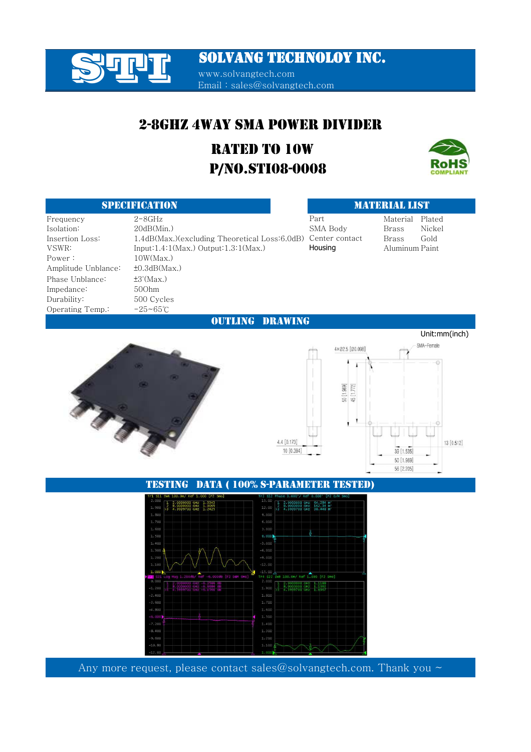# SOLVANG TECHNOLOY INC.

www.solvangtech.com
Email：sales@solvangtech.com

## 2-8GHZ 4WAY SMA POWER DIVIDER

## RATED TO 10W

## P/NO.STI08-0008

RoHS COMPLIANT

### SPECIFICATION

| | |
|---|---|
| Frequency | 2-8GHz |
| Isolation: | 20dB(Min.) |
| Insertion Loss: | 1.4dB(Max.)(excluding Theoretical Loss:6.0dB) |
| VSWR: | Input:1.4:1(Max.) Output:1.3:1(Max.) |
| Power： | 10W(Max.) |
| Amplitude Unblance: | ±0.3dB(Max.) |
| Phase Unblance: | ±3°(Max.) |
| Impedance: | 50Ohm |
| Durability: | 500 Cycles |
| Operating Temp.: | -25~65℃ |

### MATERIAL LIST

| Part | Material | Plated |
|---|---|---|
| SMA Body | Brass | Nickel |
| Center contact | Brass | Gold |
| Housing | Aluminum | Paint |

### OUTLING DRAWING

Unit:mm(inch)

SMA-Female
4×Ø2.5 [Ø0.098]
50 [1.969]
45 [1.772]
4.4 [0.173]
10 [0.394]
39 [1.535]
50 [1.969]
56 [2.205]
13 [0.512]

### TESTING DATA ( 100% S-PARAMETER TESTED)

Tr1 S11 SWR 100.0m/ Ref 1.000 [F2 Smo]
1 2.0000000 GHz 1.3343
2 8.0000000 GHz 1.0069
>3 4.3939700 GHz 1.2425

Tr2 S12 Phase 3.000°/ Ref 0.000° [F2 D/M Smo]
1 2.0000000 GHz 64.384 °
2 8.0000000 GHz 162.34 °
>3 4.3939700 GHz 38.448 °

Tr3 S21 Log Mag 1.200dB/ Ref -6.000dB [F2 D/M Smo]
1 2.0000000 GHz -6.1580 dB
2 8.0000000 GHz -6.6686 dB
>3 4.3939700 GHz -6.1560 dB

Tr4 S22 SWR 100.0m/ Ref 1.000 [F2 Smo]
1 2.0000000 GHz 1.1189
2 8.0000000 GHz 1.2290
>3 4.3939700 GHz 1.0967

Any more request, please contact sales@solvangtech.com. Thank you ~